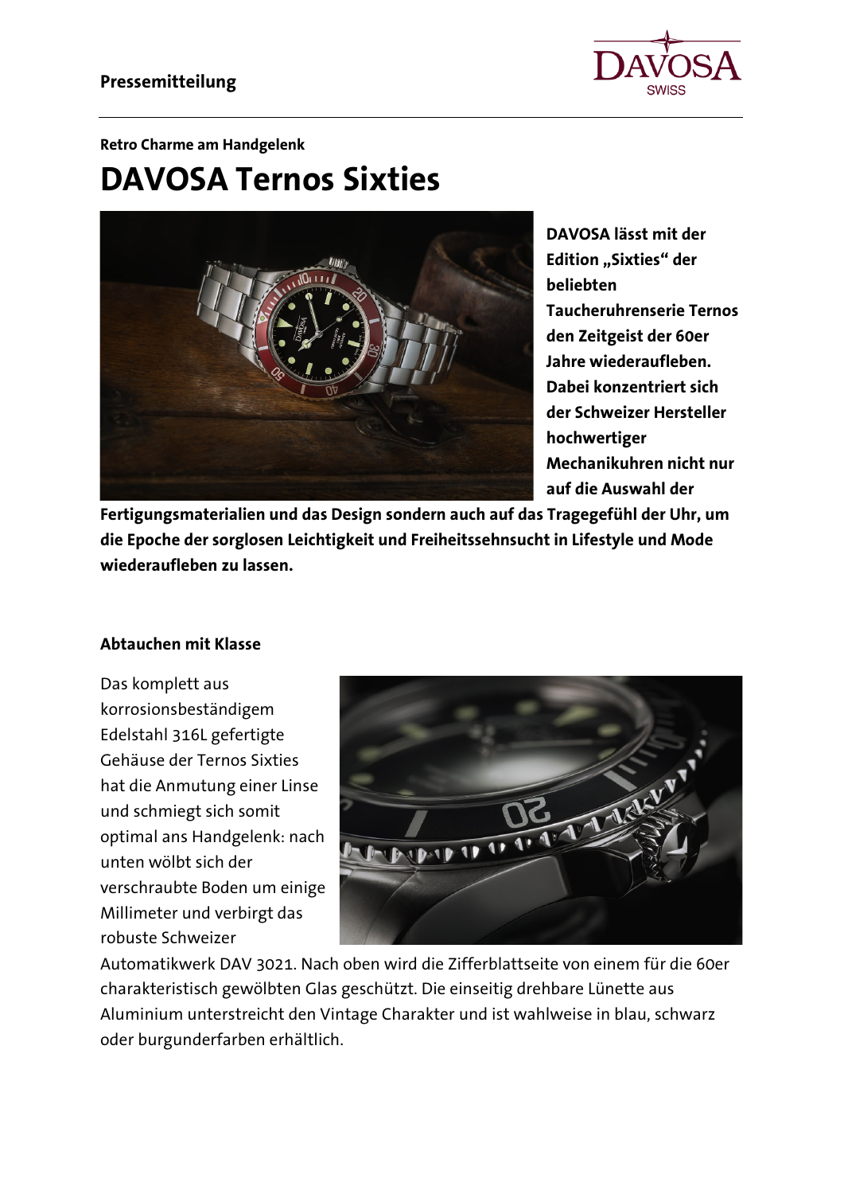**Pressemitteilung**

**Retro Charme am Handgelenk**

# DAVOSA Ternos Sixties

**DAVOSA lässt mit der Edition „Sixties" der beliebten Taucheruhrenserie Ternos den Zeitgeist der 60er Jahre wiederaufleben. Dabei konzentriert sich der Schweizer Hersteller hochwertiger Mechanikuhren nicht nur auf die Auswahl der Fertigungsmaterialien und das Design sondern auch auf das Tragegefühl der Uhr, um die Epoche der sorglosen Leichtigkeit und Freiheitssehnsucht in Lifestyle und Mode wiederaufleben zu lassen.**

## Abtauchen mit Klasse

Das komplett aus korrosionsbeständigem Edelstahl 316L gefertigte Gehäuse der Ternos Sixties hat die Anmutung einer Linse und schmiegt sich somit optimal ans Handgelenk: nach unten wölbt sich der verschraubte Boden um einige Millimeter und verbirgt das robuste Schweizer Automatikwerk DAV 3021. Nach oben wird die Zifferblattseite von einem für die 60er charakteristisch gewölbten Glas geschützt. Die einseitig drehbare Lünette aus Aluminium unterstreicht den Vintage Charakter und ist wahlweise in blau, schwarz oder burgunderfarben erhältlich.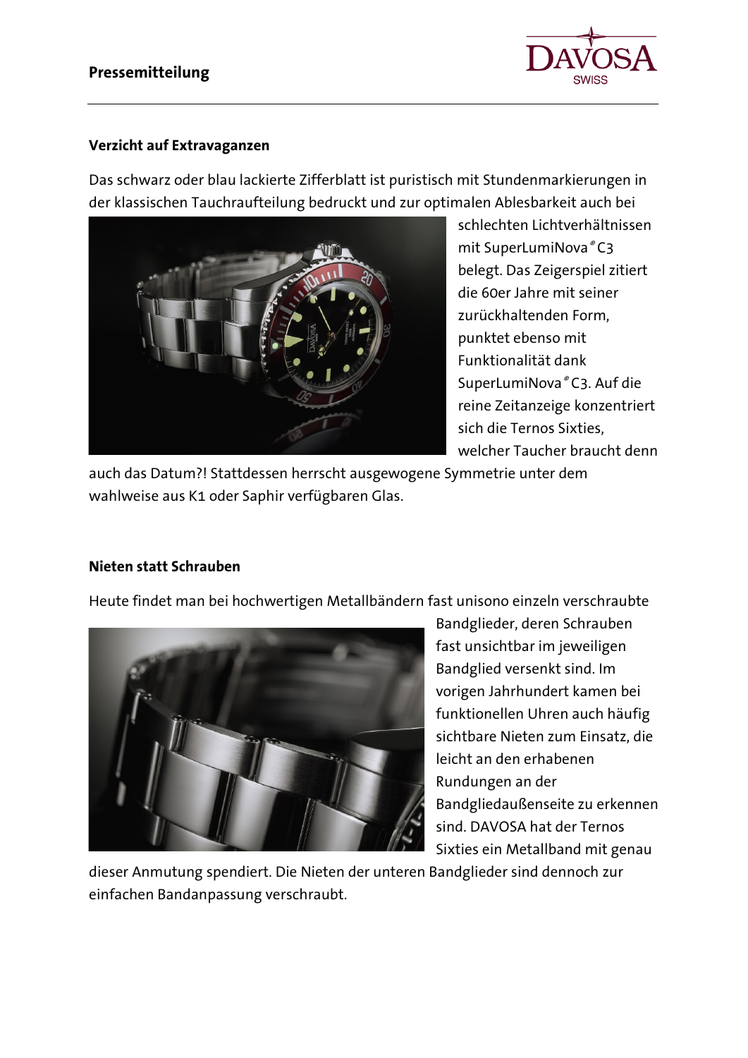### Verzicht auf Extravaganzen

Das schwarz oder blau lackierte Zifferblatt ist puristisch mit Stundenmarkierungen in der klassischen Tauchraufteilung bedruckt und zur optimalen Ablesbarkeit auch bei schlechten Lichtverhältnissen mit SuperLumiNova® C3 belegt. Das Zeigerspiel zitiert die 60er Jahre mit seiner zurückhaltenden Form, punktet ebenso mit Funktionalität dank SuperLumiNova® C3. Auf die reine Zeitanzeige konzentriert sich die Ternos Sixties, welcher Taucher braucht denn auch das Datum?! Stattdessen herrscht ausgewogene Symmetrie unter dem wahlweise aus K1 oder Saphir verfügbaren Glas.

### Nieten statt Schrauben

Heute findet man bei hochwertigen Metallbändern fast unisono einzeln verschraubte Bandglieder, deren Schrauben fast unsichtbar im jeweiligen Bandglied versenkt sind. Im vorigen Jahrhundert kamen bei funktionellen Uhren auch häufig sichtbare Nieten zum Einsatz, die leicht an den erhabenen Rundungen an der Bandgliedaußenseite zu erkennen sind. DAVOSA hat der Ternos Sixties ein Metallband mit genau dieser Anmutung spendiert. Die Nieten der unteren Bandglieder sind dennoch zur einfachen Bandanpassung verschraubt.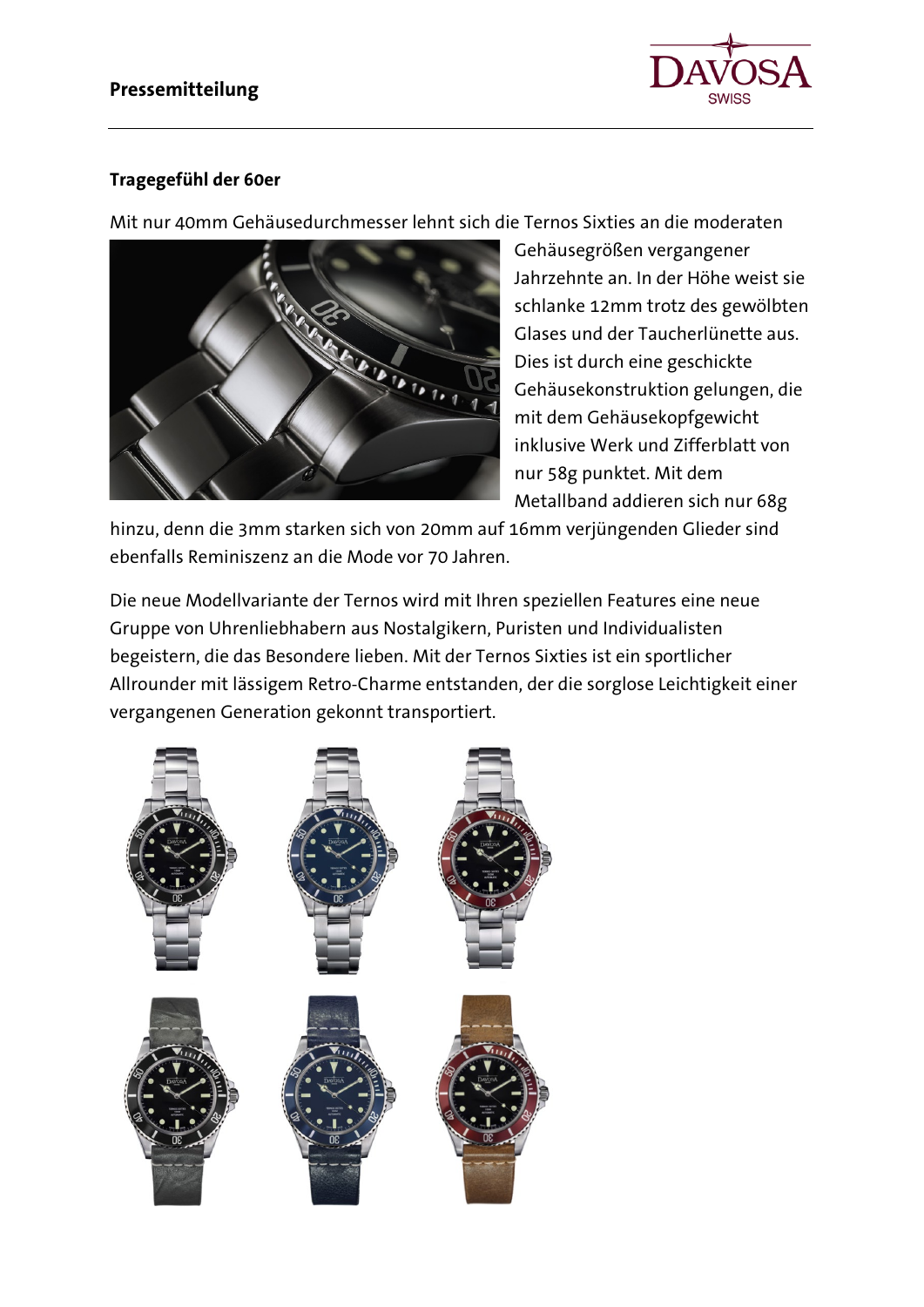**Pressemitteilung**

**Tragegefühl der 60er**

Mit nur 40mm Gehäusedurchmesser lehnt sich die Ternos Sixties an die moderaten Gehäusegrößen vergangener Jahrzehnte an. In der Höhe weist sie schlanke 12mm trotz des gewölbten Glases und der Taucherlünette aus. Dies ist durch eine geschickte Gehäusekonstruktion gelungen, die mit dem Gehäusekopfgewicht inklusive Werk und Zifferblatt von nur 58g punktet. Mit dem Metallband addieren sich nur 68g hinzu, denn die 3mm starken sich von 20mm auf 16mm verjüngenden Glieder sind ebenfalls Reminiszenz an die Mode vor 70 Jahren.

Die neue Modellvariante der Ternos wird mit Ihren speziellen Features eine neue Gruppe von Uhrenliebhabern aus Nostalgikern, Puristen und Individualisten begeistern, die das Besondere lieben. Mit der Ternos Sixties ist ein sportlicher Allrounder mit lässigem Retro-Charme entstanden, der die sorglose Leichtigkeit einer vergangenen Generation gekonnt transportiert.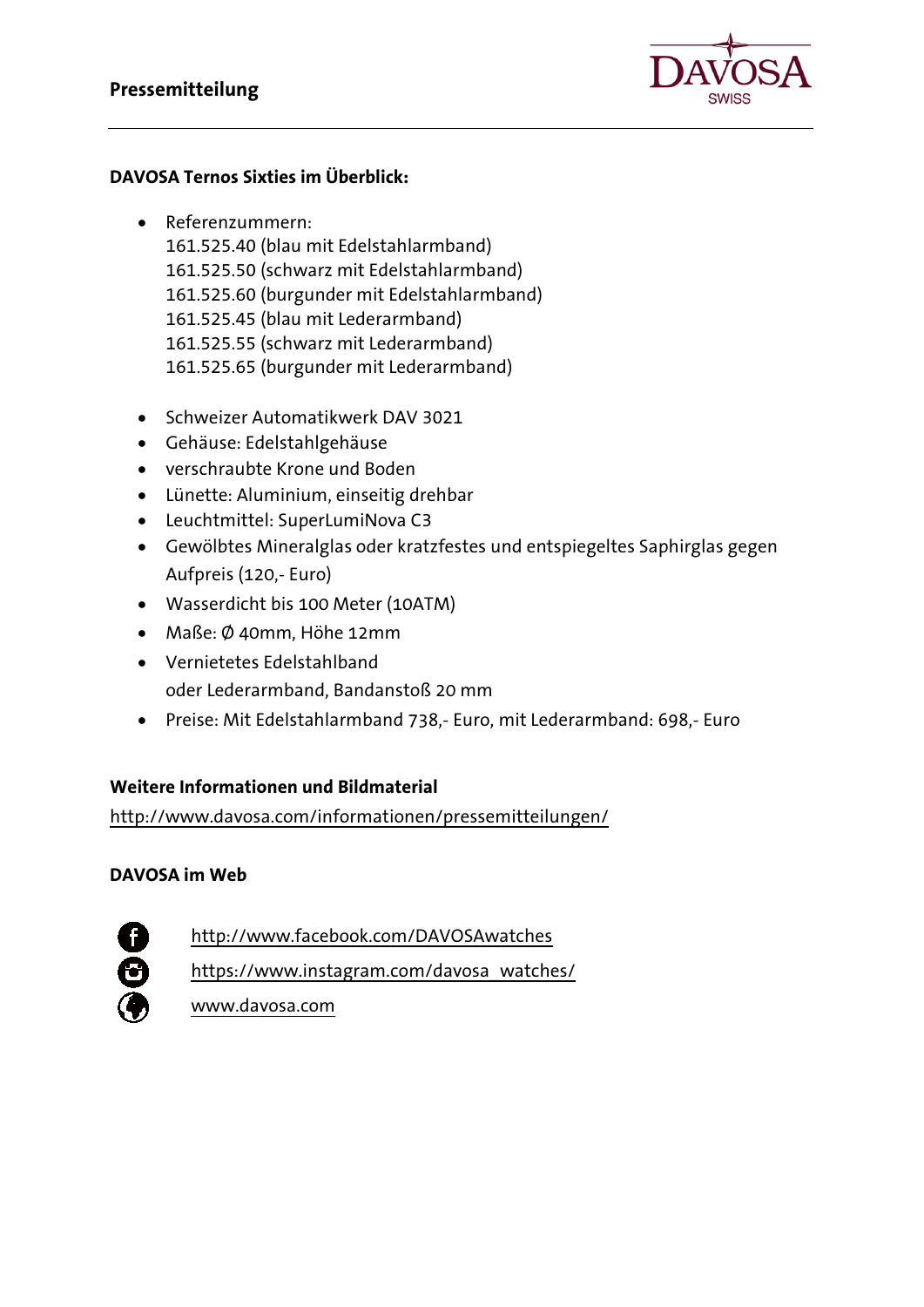**Pressemitteilung**

**DAVOSA Ternos Sixties im Überblick:**

- Referenzummern:
  161.525.40 (blau mit Edelstahlarmband)
  161.525.50 (schwarz mit Edelstahlarmband)
  161.525.60 (burgunder mit Edelstahlarmband)
  161.525.45 (blau mit Lederarmband)
  161.525.55 (schwarz mit Lederarmband)
  161.525.65 (burgunder mit Lederarmband)

- Schweizer Automatikwerk DAV 3021
- Gehäuse: Edelstahlgehäuse
- verschraubte Krone und Boden
- Lünette: Aluminium, einseitig drehbar
- Leuchtmittel: SuperLumiNova C3
- Gewölbtes Mineralglas oder kratzfestes und entspiegeltes Saphirglas gegen Aufpreis (120,- Euro)
- Wasserdicht bis 100 Meter (10ATM)
- Maße: Ø 40mm, Höhe 12mm
- Vernietetes Edelstahlband
  oder Lederarmband, Bandanstoß 20 mm
- Preise: Mit Edelstahlarmband 738,- Euro, mit Lederarmband: 698,- Euro

**Weitere Informationen und Bildmaterial**

http://www.davosa.com/informationen/pressemitteilungen/

**DAVOSA im Web**

http://www.facebook.com/DAVOSAwatches

https://www.instagram.com/davosa_watches/

www.davosa.com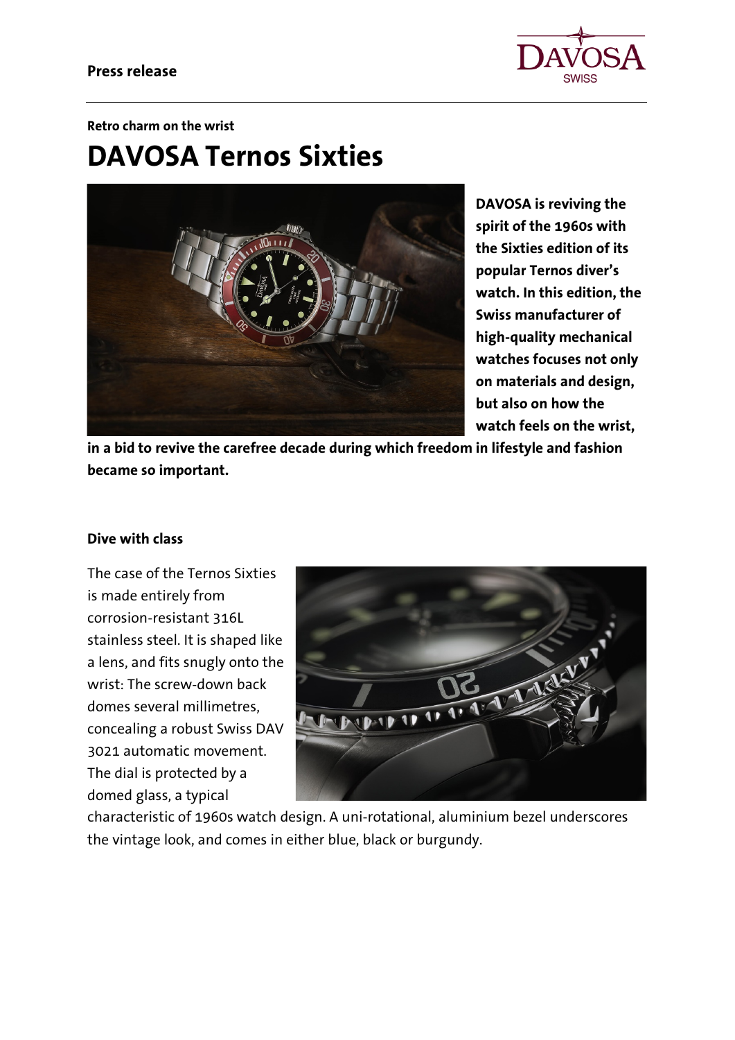**Press release**

**Retro charm on the wrist**

# DAVOSA Ternos Sixties

**DAVOSA is reviving the spirit of the 1960s with the Sixties edition of its popular Ternos diver's watch. In this edition, the Swiss manufacturer of high-quality mechanical watches focuses not only on materials and design, but also on how the watch feels on the wrist, in a bid to revive the carefree decade during which freedom in lifestyle and fashion became so important.**

**Dive with class**

The case of the Ternos Sixties is made entirely from corrosion-resistant 316L stainless steel. It is shaped like a lens, and fits snugly onto the wrist: The screw-down back domes several millimetres, concealing a robust Swiss DAV 3021 automatic movement. The dial is protected by a domed glass, a typical characteristic of 1960s watch design. A uni-rotational, aluminium bezel underscores the vintage look, and comes in either blue, black or burgundy.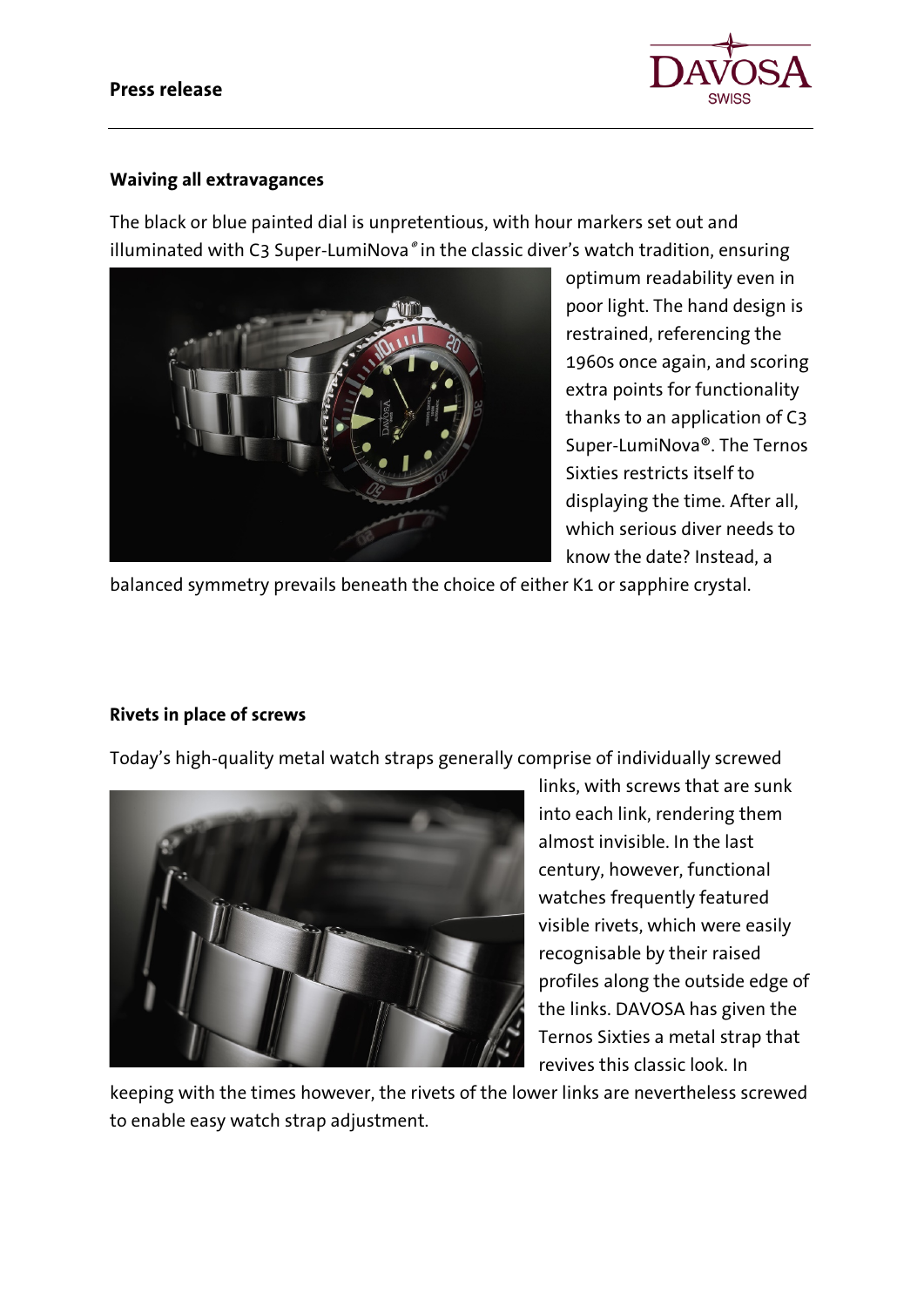## Waiving all extravagances

The black or blue painted dial is unpretentious, with hour markers set out and illuminated with C3 Super-LumiNova® in the classic diver's watch tradition, ensuring optimum readability even in poor light. The hand design is restrained, referencing the 1960s once again, and scoring extra points for functionality thanks to an application of C3 Super-LumiNova®. The Ternos Sixties restricts itself to displaying the time. After all, which serious diver needs to know the date? Instead, a balanced symmetry prevails beneath the choice of either K1 or sapphire crystal.

## Rivets in place of screws

Today's high-quality metal watch straps generally comprise of individually screwed links, with screws that are sunk into each link, rendering them almost invisible. In the last century, however, functional watches frequently featured visible rivets, which were easily recognisable by their raised profiles along the outside edge of the links. DAVOSA has given the Ternos Sixties a metal strap that revives this classic look. In keeping with the times however, the rivets of the lower links are nevertheless screwed to enable easy watch strap adjustment.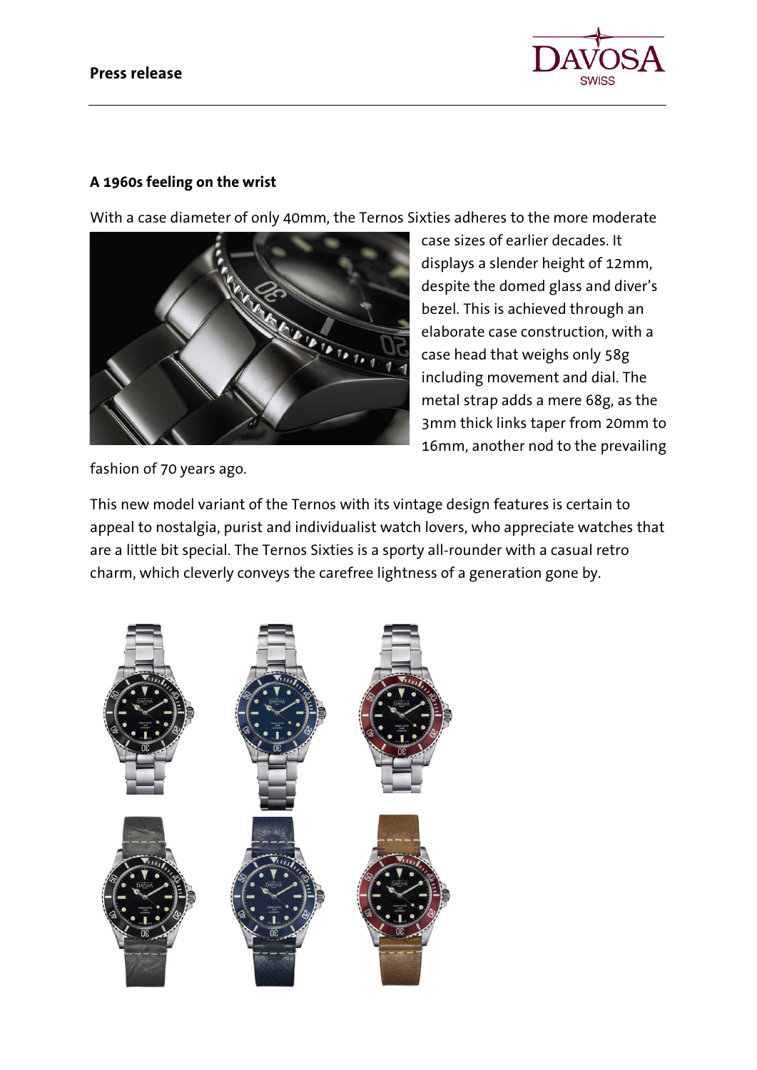**Press release**

**A 1960s feeling on the wrist**

With a case diameter of only 40mm, the Ternos Sixties adheres to the more moderate case sizes of earlier decades. It displays a slender height of 12mm, despite the domed glass and diver's bezel. This is achieved through an elaborate case construction, with a case head that weighs only 58g including movement and dial. The metal strap adds a mere 68g, as the 3mm thick links taper from 20mm to 16mm, another nod to the prevailing fashion of 70 years ago.

This new model variant of the Ternos with its vintage design features is certain to appeal to nostalgia, purist and individualist watch lovers, who appreciate watches that are a little bit special. The Ternos Sixties is a sporty all-rounder with a casual retro charm, which cleverly conveys the carefree lightness of a generation gone by.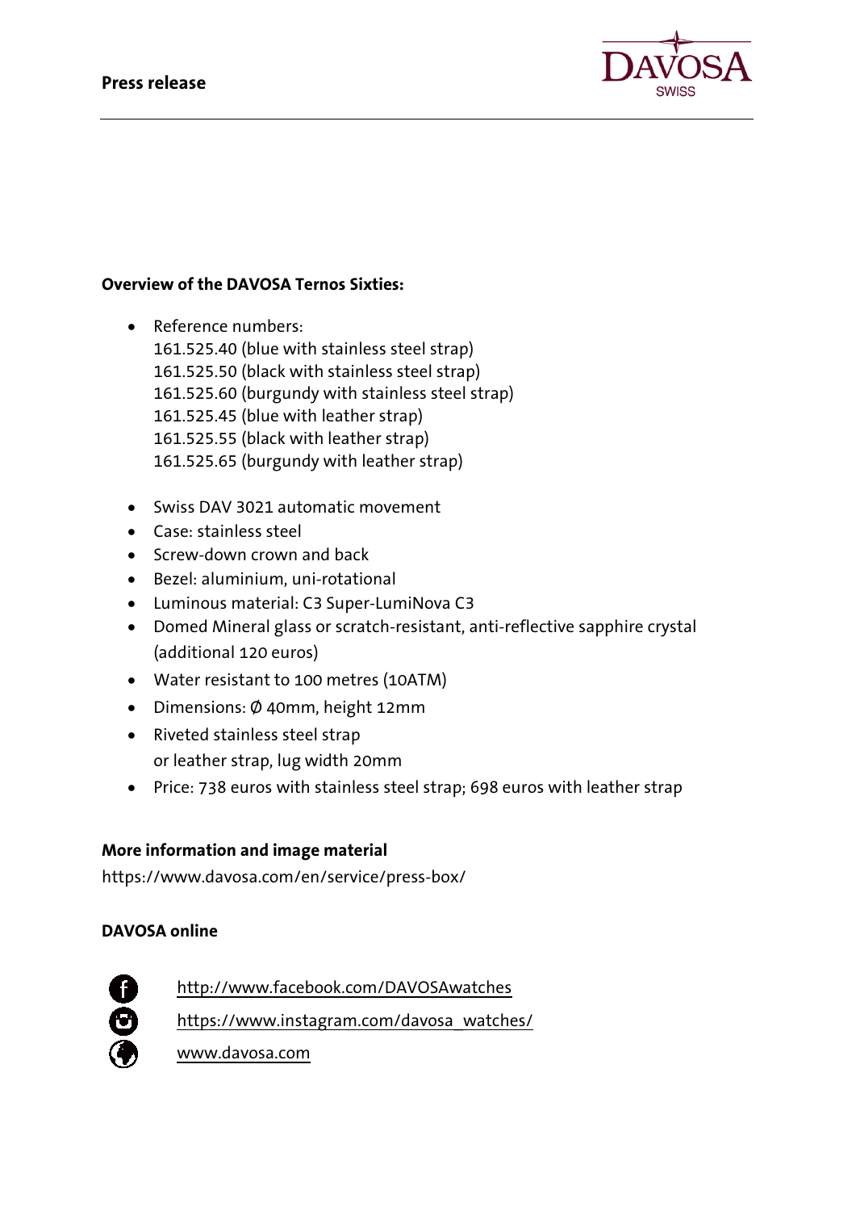**Overview of the DAVOSA Ternos Sixties:**

- Reference numbers:
  161.525.40 (blue with stainless steel strap)
  161.525.50 (black with stainless steel strap)
  161.525.60 (burgundy with stainless steel strap)
  161.525.45 (blue with leather strap)
  161.525.55 (black with leather strap)
  161.525.65 (burgundy with leather strap)

- Swiss DAV 3021 automatic movement
- Case: stainless steel
- Screw-down crown and back
- Bezel: aluminium, uni-rotational
- Luminous material: C3 Super-LumiNova C3
- Domed Mineral glass or scratch-resistant, anti-reflective sapphire crystal (additional 120 euros)
- Water resistant to 100 metres (10ATM)
- Dimensions: Ø 40mm, height 12mm
- Riveted stainless steel strap
  or leather strap, lug width 20mm
- Price: 738 euros with stainless steel strap; 698 euros with leather strap

**More information and image material**

https://www.davosa.com/en/service/press-box/

**DAVOSA online**

http://www.facebook.com/DAVOSAwatches

https://www.instagram.com/davosa_watches/

www.davosa.com